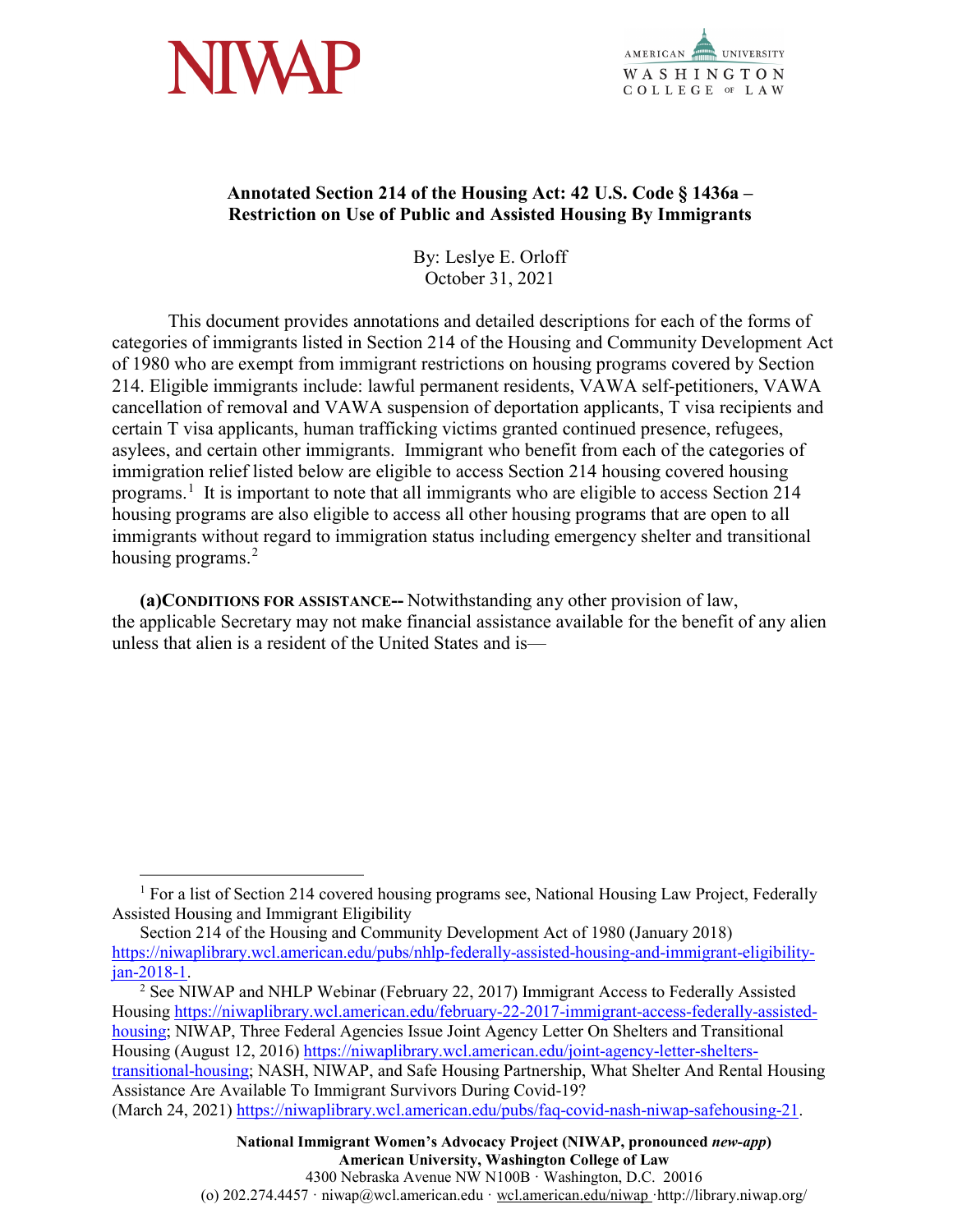NIWAP

AMERICAN UNIVERSITY WASHINGTON COLLEGE OF LAW

# Annotated Section 214 of the Housing Act: 42 U.S. Code § 1436a – Restriction on Use of Public and Assisted Housing By Immigrants

By: Leslye E. Orloff
October 31, 2021

This document provides annotations and detailed descriptions for each of the forms of categories of immigrants listed in Section 214 of the Housing and Community Development Act of 1980 who are exempt from immigrant restrictions on housing programs covered by Section 214. Eligible immigrants include: lawful permanent residents, VAWA self-petitioners, VAWA cancellation of removal and VAWA suspension of deportation applicants, T visa recipients and certain T visa applicants, human trafficking victims granted continued presence, refugees, asylees, and certain other immigrants. Immigrant who benefit from each of the categories of immigration relief listed below are eligible to access Section 214 housing covered housing programs.[1] It is important to note that all immigrants who are eligible to access Section 214 housing programs are also eligible to access all other housing programs that are open to all immigrants without regard to immigration status including emergency shelter and transitional housing programs.[2]

**(a) CONDITIONS FOR ASSISTANCE--** Notwithstanding any other provision of law, the applicable Secretary may not make financial assistance available for the benefit of any alien unless that alien is a resident of the United States and is—

---

[1] For a list of Section 214 covered housing programs see, National Housing Law Project, Federally Assisted Housing and Immigrant Eligibility Section 214 of the Housing and Community Development Act of 1980 (January 2018) https://niwaplibrary.wcl.american.edu/pubs/nhlp-federally-assisted-housing-and-immigrant-eligibility-jan-2018-1.

[2] See NIWAP and NHLP Webinar (February 22, 2017) Immigrant Access to Federally Assisted Housing https://niwaplibrary.wcl.american.edu/february-22-2017-immigrant-access-federally-assisted-housing; NIWAP, Three Federal Agencies Issue Joint Agency Letter On Shelters and Transitional Housing (August 12, 2016) https://niwaplibrary.wcl.american.edu/joint-agency-letter-shelters-transitional-housing; NASH, NIWAP, and Safe Housing Partnership, What Shelter And Rental Housing Assistance Are Available To Immigrant Survivors During Covid-19? (March 24, 2021) https://niwaplibrary.wcl.american.edu/pubs/faq-covid-nash-niwap-safehousing-21.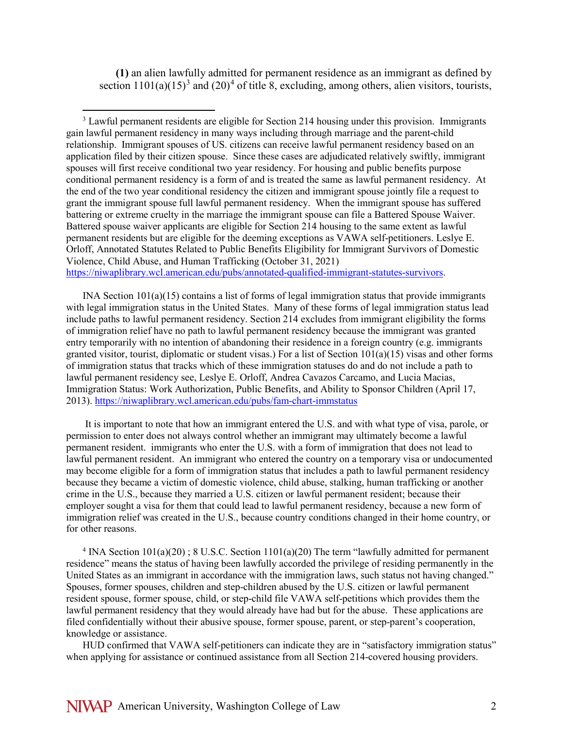**(1)** an alien lawfully admitted for permanent residence as an immigrant as defined by section 1101(a)(15)[3] and (20)[4] of title 8, excluding, among others, alien visitors, tourists,

---

[3] Lawful permanent residents are eligible for Section 214 housing under this provision. Immigrants gain lawful permanent residency in many ways including through marriage and the parent-child relationship. Immigrant spouses of US. citizens can receive lawful permanent residency based on an application filed by their citizen spouse. Since these cases are adjudicated relatively swiftly, immigrant spouses will first receive conditional two year residency. For housing and public benefits purpose conditional permanent residency is a form of and is treated the same as lawful permanent residency. At the end of the two year conditional residency the citizen and immigrant spouse jointly file a request to grant the immigrant spouse full lawful permanent residency. When the immigrant spouse has suffered battering or extreme cruelty in the marriage the immigrant spouse can file a Battered Spouse Waiver. Battered spouse waiver applicants are eligible for Section 214 housing to the same extent as lawful permanent residents but are eligible for the deeming exceptions as VAWA self-petitioners. Leslye E. Orloff, Annotated Statutes Related to Public Benefits Eligibility for Immigrant Survivors of Domestic Violence, Child Abuse, and Human Trafficking (October 31, 2021) https://niwaplibrary.wcl.american.edu/pubs/annotated-qualified-immigrant-statutes-survivors.

INA Section 101(a)(15) contains a list of forms of legal immigration status that provide immigrants with legal immigration status in the United States. Many of these forms of legal immigration status lead include paths to lawful permanent residency. Section 214 excludes from immigrant eligibility the forms of immigration relief have no path to lawful permanent residency because the immigrant was granted entry temporarily with no intention of abandoning their residence in a foreign country (e.g. immigrants granted visitor, tourist, diplomatic or student visas.) For a list of Section 101(a)(15) visas and other forms of immigration status that tracks which of these immigration statuses do and do not include a path to lawful permanent residency see, Leslye E. Orloff, Andrea Cavazos Carcamo, and Lucia Macias, Immigration Status: Work Authorization, Public Benefits, and Ability to Sponsor Children (April 17, 2013). https://niwaplibrary.wcl.american.edu/pubs/fam-chart-immstatus

It is important to note that how an immigrant entered the U.S. and with what type of visa, parole, or permission to enter does not always control whether an immigrant may ultimately become a lawful permanent resident. immigrants who enter the U.S. with a form of immigration that does not lead to lawful permanent resident. An immigrant who entered the country on a temporary visa or undocumented may become eligible for a form of immigration status that includes a path to lawful permanent residency because they became a victim of domestic violence, child abuse, stalking, human trafficking or another crime in the U.S., because they married a U.S. citizen or lawful permanent resident; because their employer sought a visa for them that could lead to lawful permanent residency, because a new form of immigration relief was created in the U.S., because country conditions changed in their home country, or for other reasons.

[4] INA Section 101(a)(20) ; 8 U.S.C. Section 1101(a)(20) The term "lawfully admitted for permanent residence" means the status of having been lawfully accorded the privilege of residing permanently in the United States as an immigrant in accordance with the immigration laws, such status not having changed." Spouses, former spouses, children and step-children abused by the U.S. citizen or lawful permanent resident spouse, former spouse, child, or step-child file VAWA self-petitions which provides them the lawful permanent residency that they would already have had but for the abuse. These applications are filed confidentially without their abusive spouse, former spouse, parent, or step-parent's cooperation, knowledge or assistance.

HUD confirmed that VAWA self-petitioners can indicate they are in "satisfactory immigration status" when applying for assistance or continued assistance from all Section 214-covered housing providers.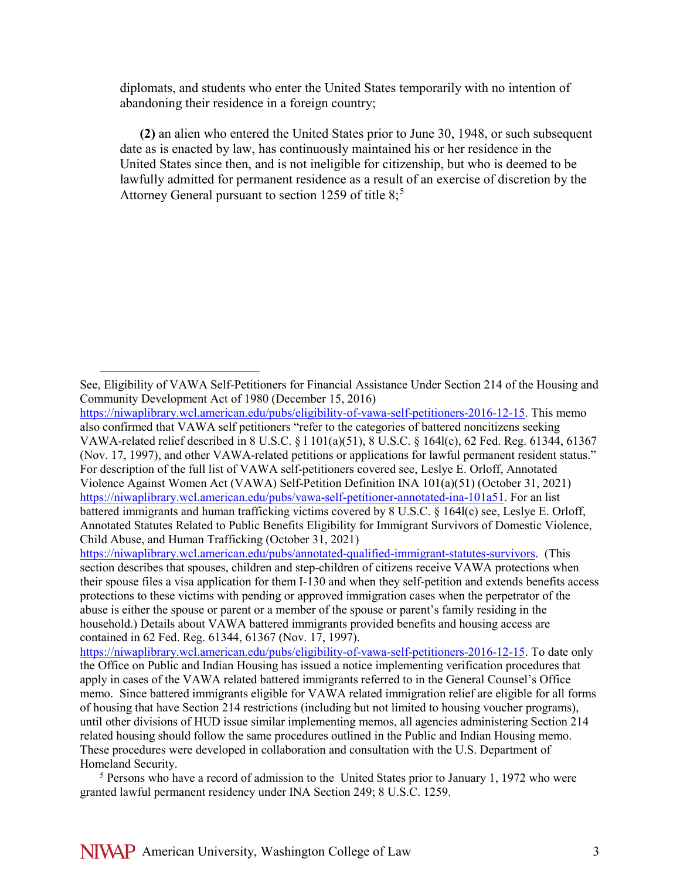diplomats, and students who enter the United States temporarily with no intention of abandoning their residence in a foreign country;

**(2)** an alien who entered the United States prior to June 30, 1948, or such subsequent date as is enacted by law, has continuously maintained his or her residence in the United States since then, and is not ineligible for citizenship, but who is deemed to be lawfully admitted for permanent residence as a result of an exercise of discretion by the Attorney General pursuant to section 1259 of title 8;[5]

---

See, Eligibility of VAWA Self-Petitioners for Financial Assistance Under Section 214 of the Housing and Community Development Act of 1980 (December 15, 2016) https://niwaplibrary.wcl.american.edu/pubs/eligibility-of-vawa-self-petitioners-2016-12-15. This memo also confirmed that VAWA self petitioners "refer to the categories of battered noncitizens seeking VAWA-related relief described in 8 U.S.C. § l 101(a)(51), 8 U.S.C. § 164l(c), 62 Fed. Reg. 61344, 61367 (Nov. 17, 1997), and other VAWA-related petitions or applications for lawful permanent resident status." For description of the full list of VAWA self-petitioners covered see, Leslye E. Orloff, Annotated Violence Against Women Act (VAWA) Self-Petition Definition INA 101(a)(51) (October 31, 2021) https://niwaplibrary.wcl.american.edu/pubs/vawa-self-petitioner-annotated-ina-101a51. For an list battered immigrants and human trafficking victims covered by 8 U.S.C. § 164l(c) see, Leslye E. Orloff, Annotated Statutes Related to Public Benefits Eligibility for Immigrant Survivors of Domestic Violence, Child Abuse, and Human Trafficking (October 31, 2021) https://niwaplibrary.wcl.american.edu/pubs/annotated-qualified-immigrant-statutes-survivors. (This section describes that spouses, children and step-children of citizens receive VAWA protections when their spouse files a visa application for them I-130 and when they self-petition and extends benefits access protections to these victims with pending or approved immigration cases when the perpetrator of the abuse is either the spouse or parent or a member of the spouse or parent's family residing in the household.) Details about VAWA battered immigrants provided benefits and housing access are contained in 62 Fed. Reg. 61344, 61367 (Nov. 17, 1997). https://niwaplibrary.wcl.american.edu/pubs/eligibility-of-vawa-self-petitioners-2016-12-15. To date only the Office on Public and Indian Housing has issued a notice implementing verification procedures that apply in cases of the VAWA related battered immigrants referred to in the General Counsel's Office memo. Since battered immigrants eligible for VAWA related immigration relief are eligible for all forms of housing that have Section 214 restrictions (including but not limited to housing voucher programs), until other divisions of HUD issue similar implementing memos, all agencies administering Section 214 related housing should follow the same procedures outlined in the Public and Indian Housing memo. These procedures were developed in collaboration and consultation with the U.S. Department of Homeland Security.

[5] Persons who have a record of admission to the United States prior to January 1, 1972 who were granted lawful permanent residency under INA Section 249; 8 U.S.C. 1259.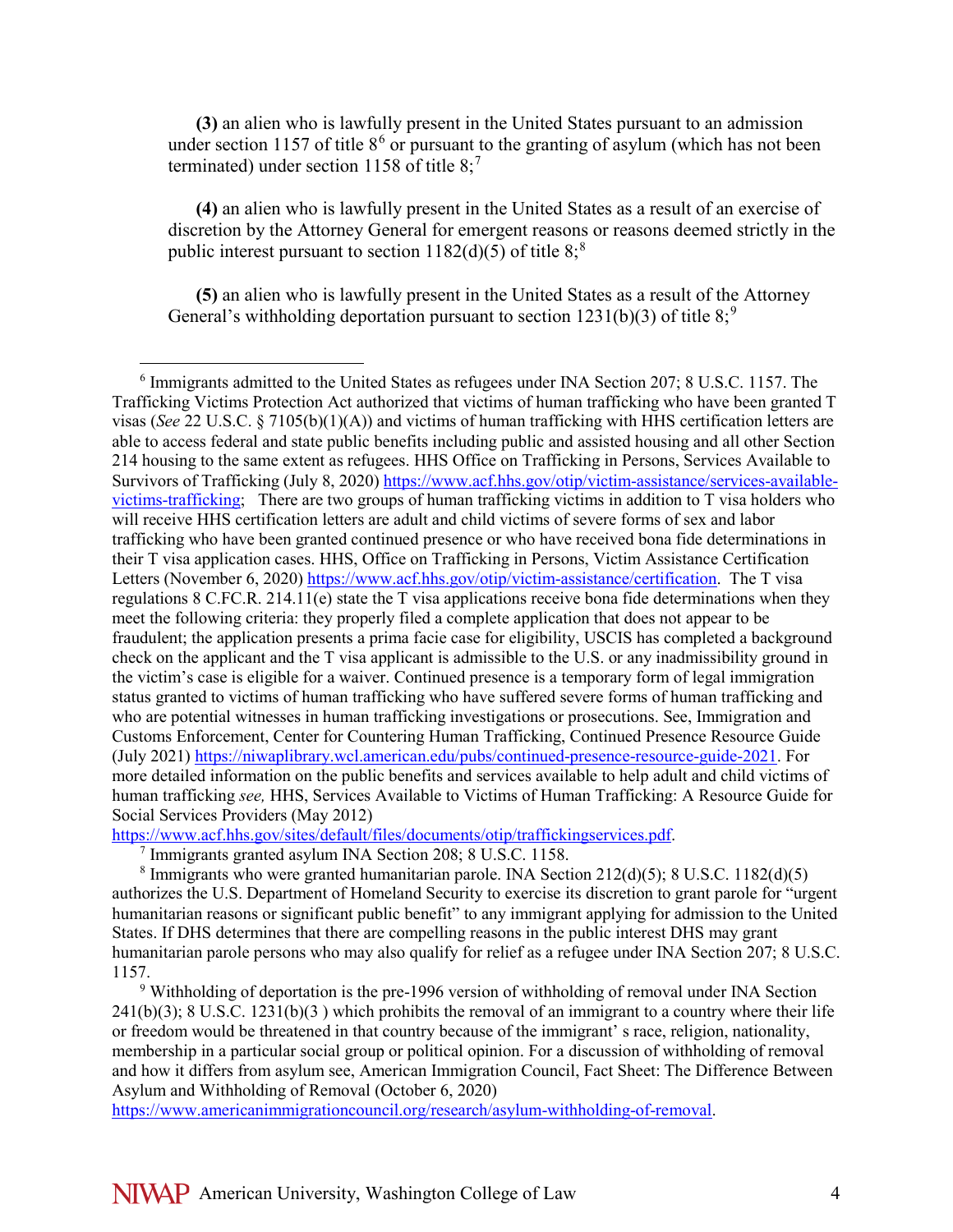**(3)** an alien who is lawfully present in the United States pursuant to an admission under section 1157 of title 8[6] or pursuant to the granting of asylum (which has not been terminated) under section 1158 of title 8;[7]

**(4)** an alien who is lawfully present in the United States as a result of an exercise of discretion by the Attorney General for emergent reasons or reasons deemed strictly in the public interest pursuant to section 1182(d)(5) of title 8;[8]

**(5)** an alien who is lawfully present in the United States as a result of the Attorney General's withholding deportation pursuant to section 1231(b)(3) of title 8;[9]

---

[6] Immigrants admitted to the United States as refugees under INA Section 207; 8 U.S.C. 1157. The Trafficking Victims Protection Act authorized that victims of human trafficking who have been granted T visas (*See* 22 U.S.C. § 7105(b)(1)(A)) and victims of human trafficking with HHS certification letters are able to access federal and state public benefits including public and assisted housing and all other Section 214 housing to the same extent as refugees. HHS Office on Trafficking in Persons, Services Available to Survivors of Trafficking (July 8, 2020) https://www.acf.hhs.gov/otip/victim-assistance/services-available-victims-trafficking; There are two groups of human trafficking victims in addition to T visa holders who will receive HHS certification letters are adult and child victims of severe forms of sex and labor trafficking who have been granted continued presence or who have received bona fide determinations in their T visa application cases. HHS, Office on Trafficking in Persons, Victim Assistance Certification Letters (November 6, 2020) https://www.acf.hhs.gov/otip/victim-assistance/certification. The T visa regulations 8 C.FC.R. 214.11(e) state the T visa applications receive bona fide determinations when they meet the following criteria: they properly filed a complete application that does not appear to be fraudulent; the application presents a prima facie case for eligibility, USCIS has completed a background check on the applicant and the T visa applicant is admissible to the U.S. or any inadmissibility ground in the victim's case is eligible for a waiver. Continued presence is a temporary form of legal immigration status granted to victims of human trafficking who have suffered severe forms of human trafficking and who are potential witnesses in human trafficking investigations or prosecutions. See, Immigration and Customs Enforcement, Center for Countering Human Trafficking, Continued Presence Resource Guide (July 2021) https://niwaplibrary.wcl.american.edu/pubs/continued-presence-resource-guide-2021. For more detailed information on the public benefits and services available to help adult and child victims of human trafficking *see,* HHS, Services Available to Victims of Human Trafficking: A Resource Guide for Social Services Providers (May 2012) https://www.acf.hhs.gov/sites/default/files/documents/otip/traffickingservices.pdf.

[7] Immigrants granted asylum INA Section 208; 8 U.S.C. 1158.

[8] Immigrants who were granted humanitarian parole. INA Section 212(d)(5); 8 U.S.C. 1182(d)(5) authorizes the U.S. Department of Homeland Security to exercise its discretion to grant parole for "urgent humanitarian reasons or significant public benefit" to any immigrant applying for admission to the United States. If DHS determines that there are compelling reasons in the public interest DHS may grant humanitarian parole persons who may also qualify for relief as a refugee under INA Section 207; 8 U.S.C. 1157.

[9] Withholding of deportation is the pre-1996 version of withholding of removal under INA Section 241(b)(3); 8 U.S.C. 1231(b)(3 ) which prohibits the removal of an immigrant to a country where their life or freedom would be threatened in that country because of the immigrant' s race, religion, nationality, membership in a particular social group or political opinion. For a discussion of withholding of removal and how it differs from asylum see, American Immigration Council, Fact Sheet: The Difference Between Asylum and Withholding of Removal (October 6, 2020) https://www.americanimmigrationcouncil.org/research/asylum-withholding-of-removal.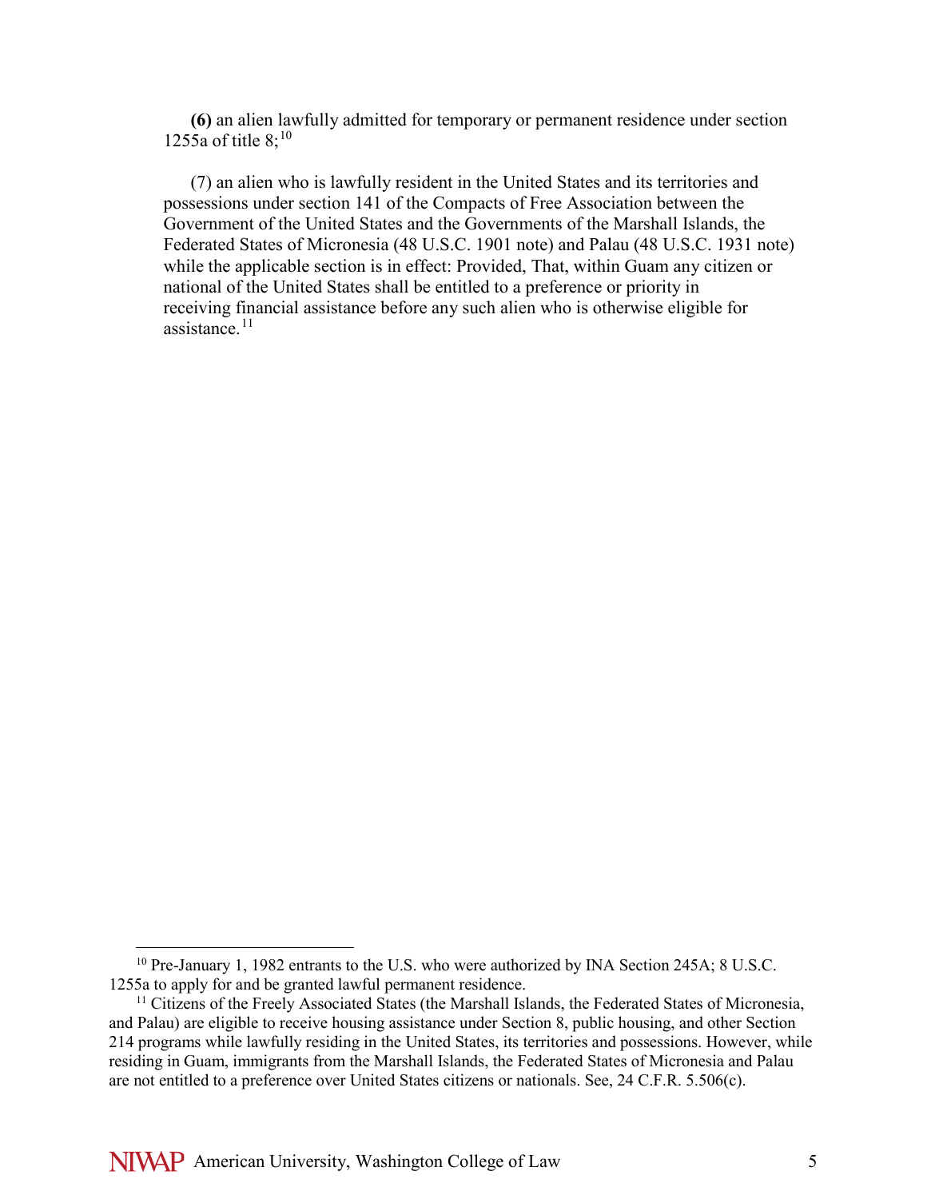**(6)** an alien lawfully admitted for temporary or permanent residence under section 1255a of title 8;[10]

(7) an alien who is lawfully resident in the United States and its territories and possessions under section 141 of the Compacts of Free Association between the Government of the United States and the Governments of the Marshall Islands, the Federated States of Micronesia (48 U.S.C. 1901 note) and Palau (48 U.S.C. 1931 note) while the applicable section is in effect: Provided, That, within Guam any citizen or national of the United States shall be entitled to a preference or priority in receiving financial assistance before any such alien who is otherwise eligible for assistance.[11]

---

[10] Pre-January 1, 1982 entrants to the U.S. who were authorized by INA Section 245A; 8 U.S.C. 1255a to apply for and be granted lawful permanent residence.

[11] Citizens of the Freely Associated States (the Marshall Islands, the Federated States of Micronesia, and Palau) are eligible to receive housing assistance under Section 8, public housing, and other Section 214 programs while lawfully residing in the United States, its territories and possessions. However, while residing in Guam, immigrants from the Marshall Islands, the Federated States of Micronesia and Palau are not entitled to a preference over United States citizens or nationals. See, 24 C.F.R. 5.506(c).